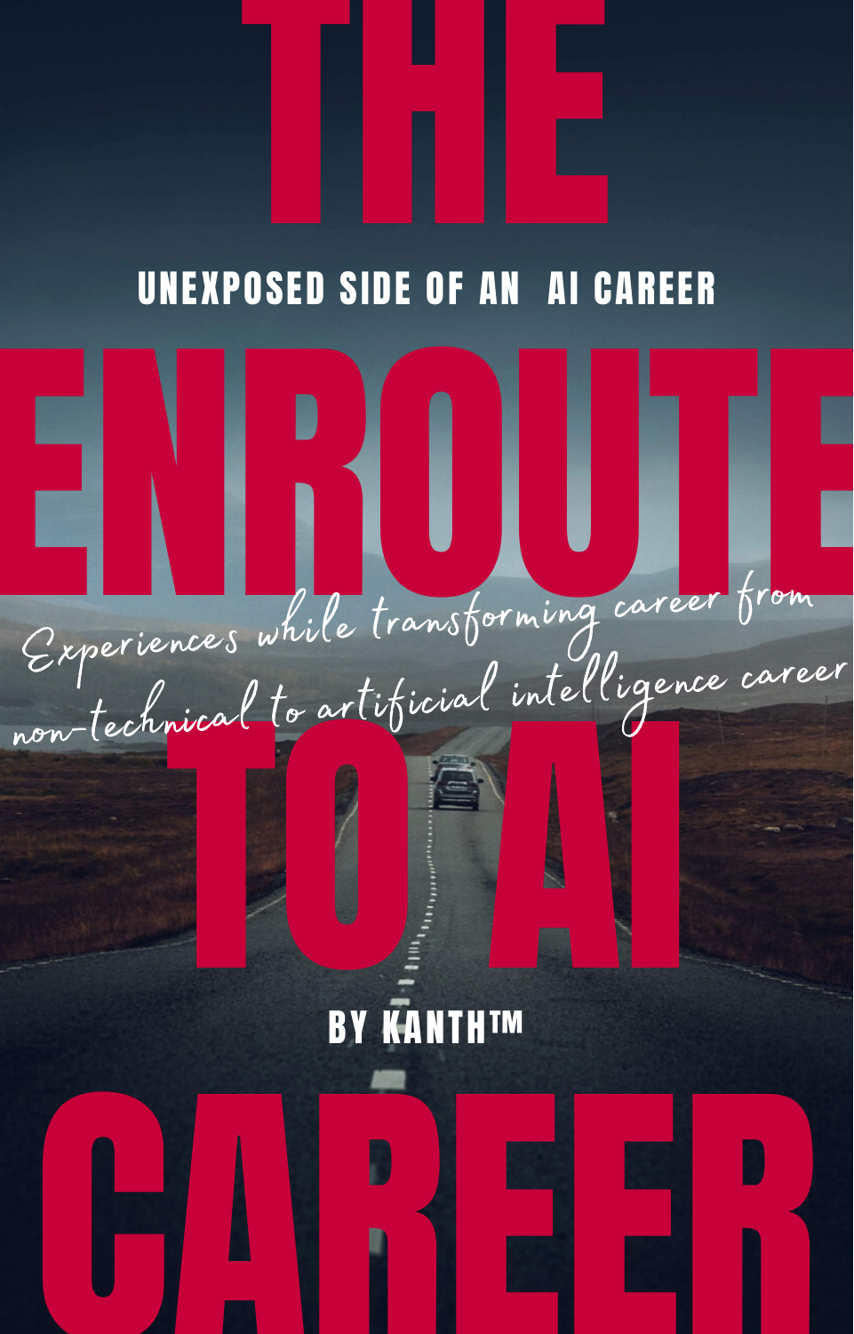# THE ENROUTE TO AI CAREER

**UNEXPOSED SIDE OF AN AI CAREER**

*Experiences while transforming career from non-technical to artificial intelligence career*

**BY KANTH™**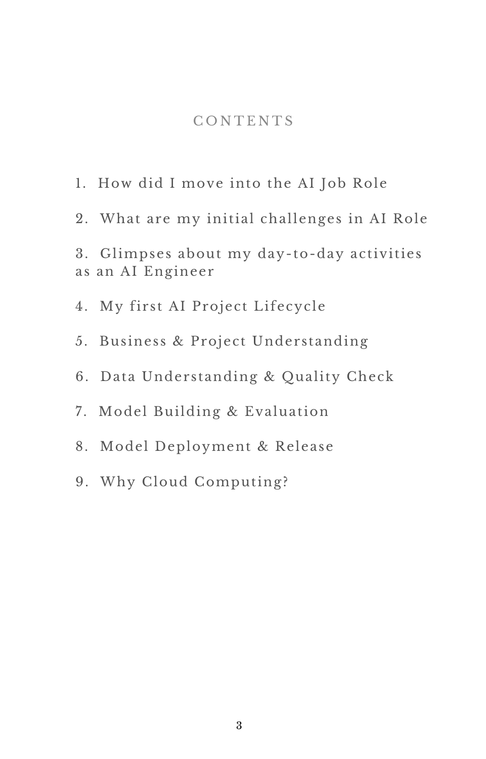# CONTENTS

1. How did I move into the AI Job Role

2. What are my initial challenges in AI Role

3. Glimpses about my day-to-day activities as an AI Engineer

4. My first AI Project Lifecycle

5. Business & Project Understanding

6. Data Understanding & Quality Check

7. Model Building & Evaluation

8. Model Deployment & Release

9. Why Cloud Computing?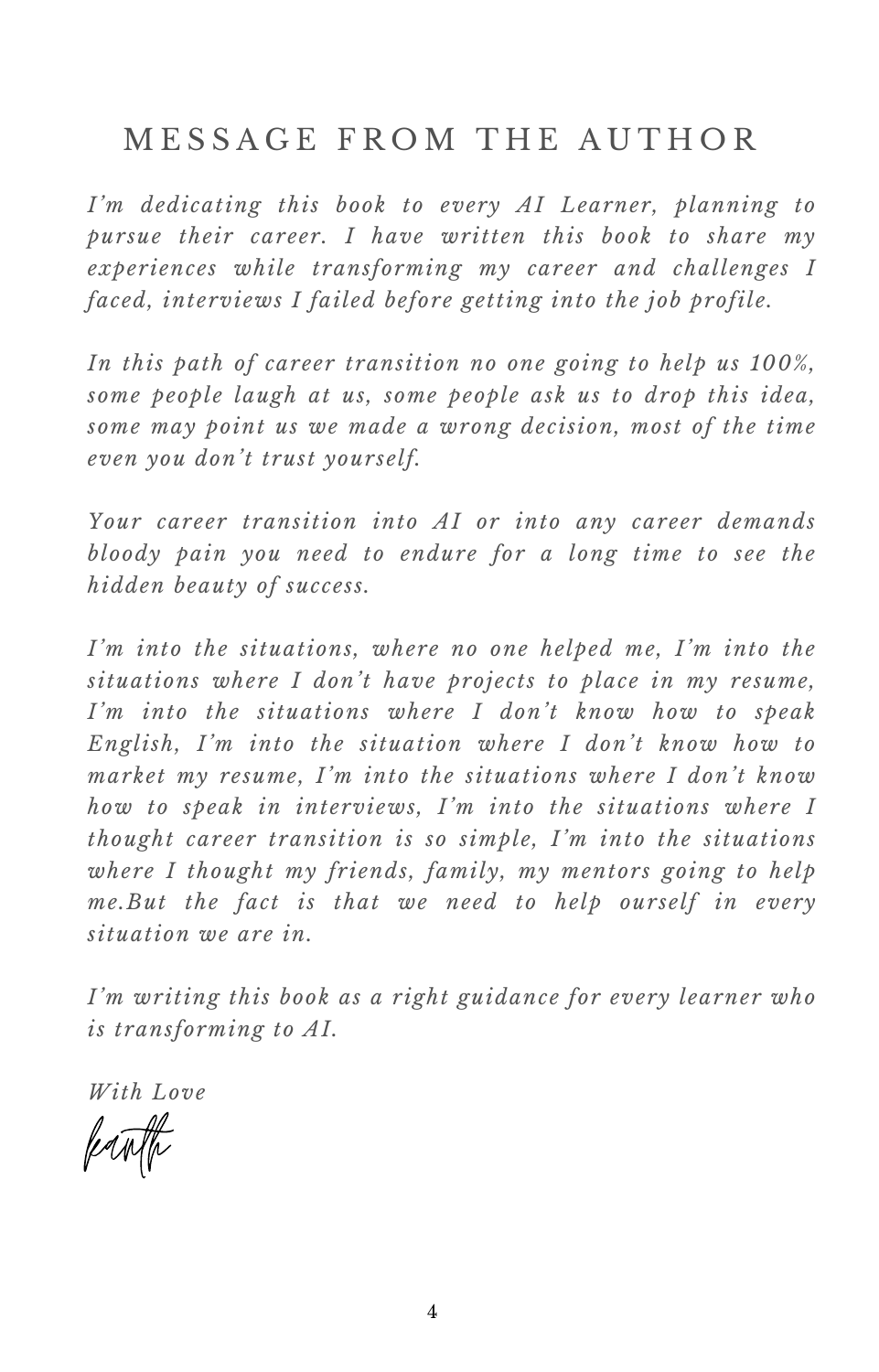# MESSAGE FROM THE AUTHOR

*I'm dedicating this book to every AI Learner, planning to pursue their career. I have written this book to share my experiences while transforming my career and challenges I faced, interviews I failed before getting into the job profile.*

*In this path of career transition no one going to help us 100%, some people laugh at us, some people ask us to drop this idea, some may point us we made a wrong decision, most of the time even you don't trust yourself.*

*Your career transition into AI or into any career demands bloody pain you need to endure for a long time to see the hidden beauty of success.*

*I'm into the situations, where no one helped me, I'm into the situations where I don't have projects to place in my resume, I'm into the situations where I don't know how to speak English, I'm into the situation where I don't know how to market my resume, I'm into the situations where I don't know how to speak in interviews, I'm into the situations where I thought career transition is so simple, I'm into the situations where I thought my friends, family, my mentors going to help me.But the fact is that we need to help ourself in every situation we are in.*

*I'm writing this book as a right guidance for every learner who is transforming to AI.*

*With Love*

Kanth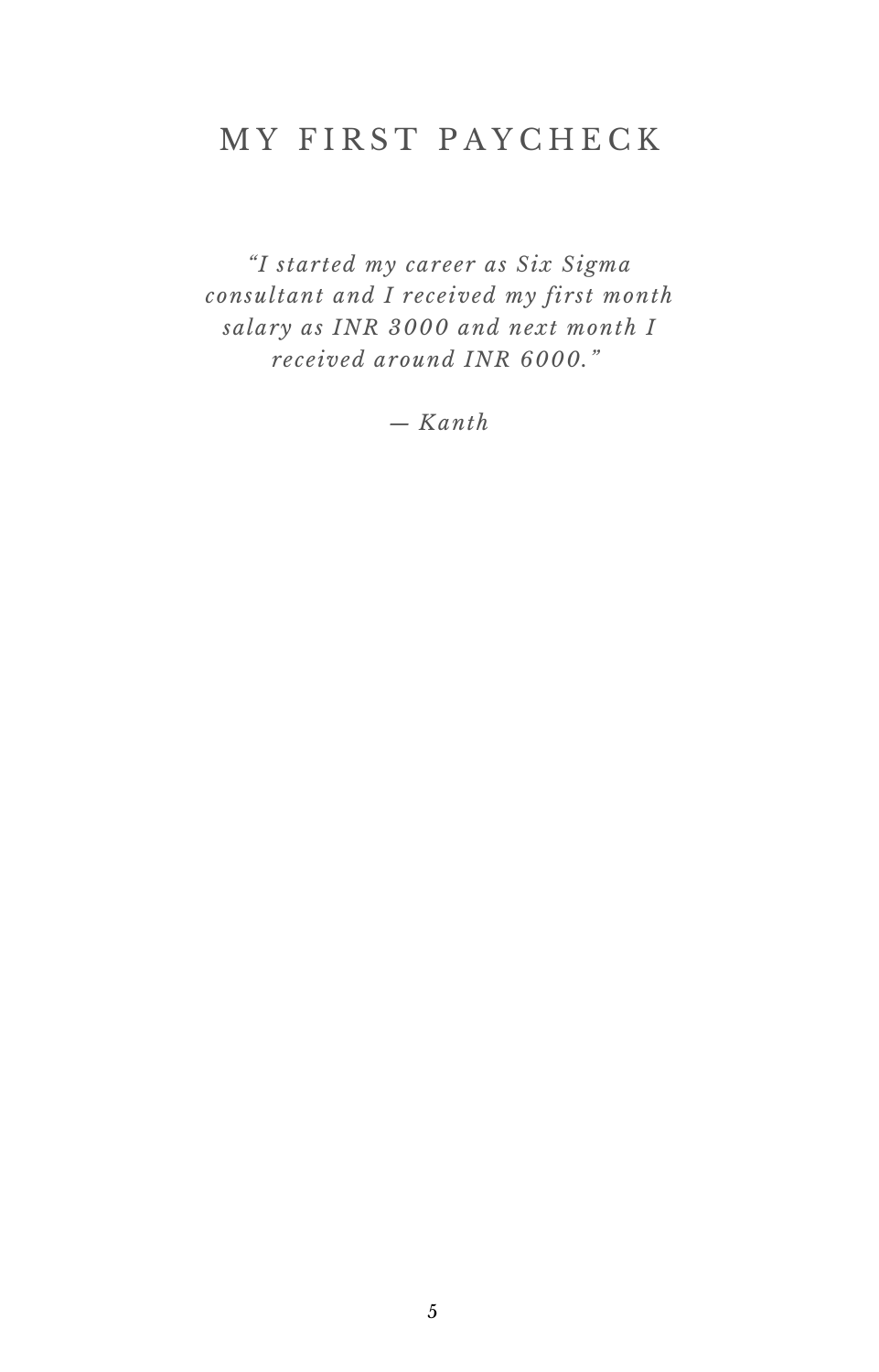# MY FIRST PAYCHECK

*"I started my career as Six Sigma consultant and I received my first month salary as INR 3000 and next month I received around INR 6000."*

*— Kanth*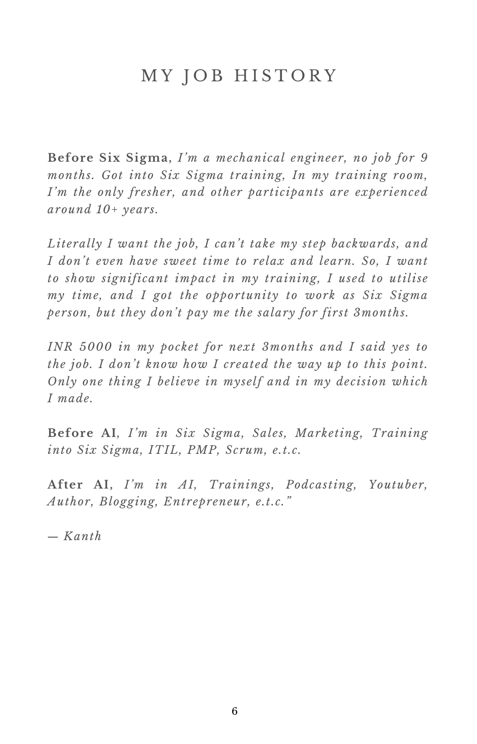# MY JOB HISTORY

**Before Six Sigma**, *I'm a mechanical engineer, no job for 9 months. Got into Six Sigma training, In my training room, I'm the only fresher, and other participants are experienced around 10+ years.*

*Literally I want the job, I can't take my step backwards, and I don't even have sweet time to relax and learn. So, I want to show significant impact in my training, I used to utilise my time, and I got the opportunity to work as Six Sigma person, but they don't pay me the salary for first 3months.*

*INR 5000 in my pocket for next 3months and I said yes to the job. I don't know how I created the way up to this point. Only one thing I believe in myself and in my decision which I made.*

**Before AI**, *I'm in Six Sigma, Sales, Marketing, Training into Six Sigma, ITIL, PMP, Scrum, e.t.c.*

**After AI**, *I'm in AI, Trainings, Podcasting, Youtuber, Author, Blogging, Entrepreneur, e.t.c."*

*— Kanth*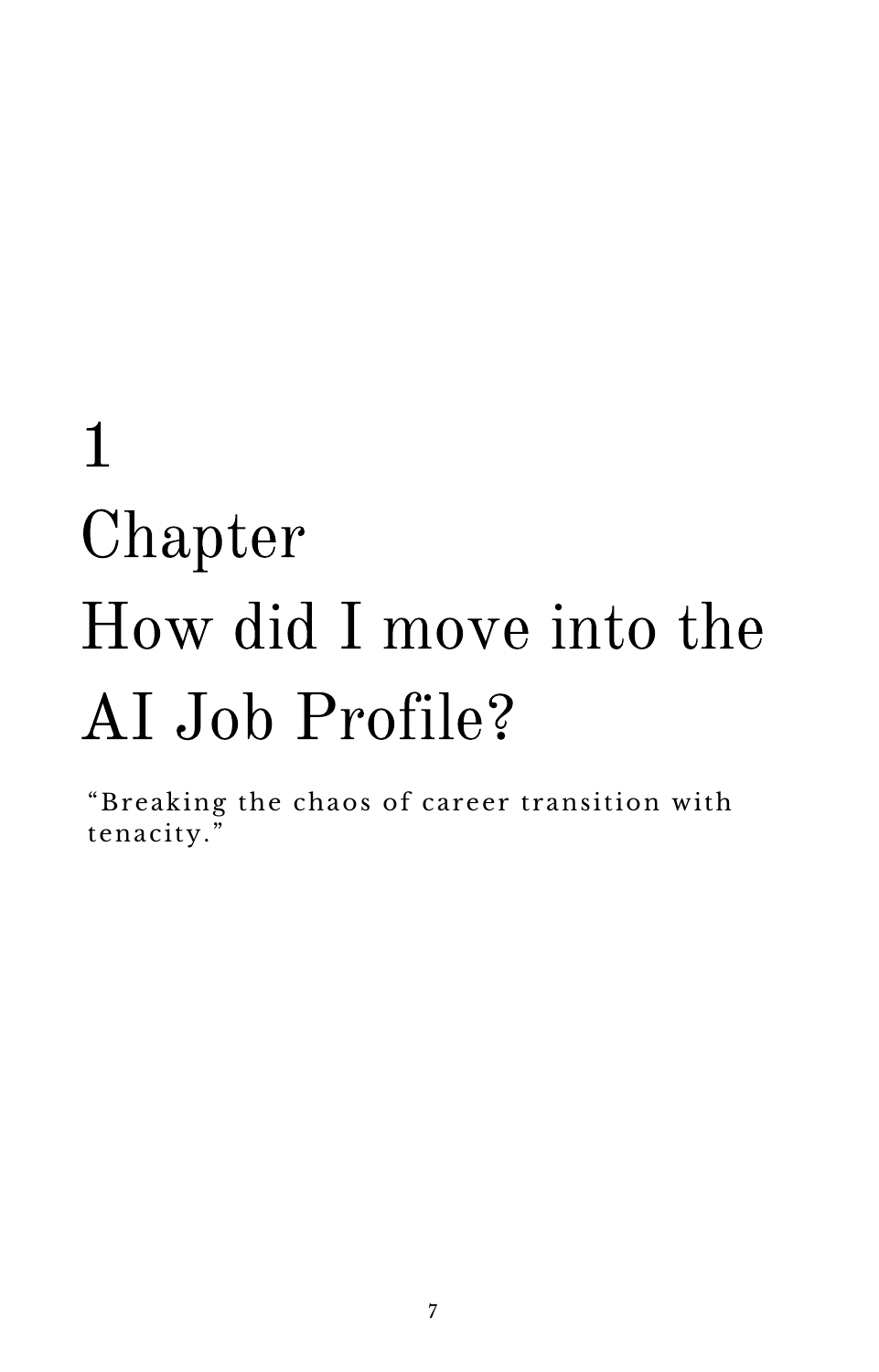# 1

# Chapter

# How did I move into the AI Job Profile?

“Breaking the chaos of career transition with tenacity.”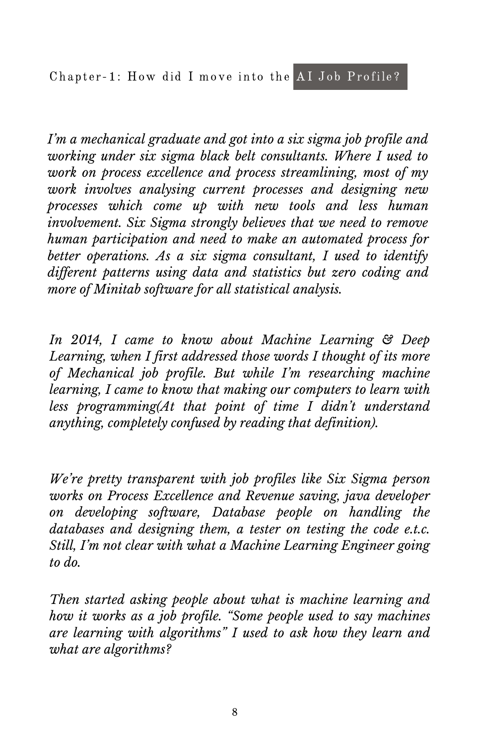# Chapter-1: How did I move into the AI Job Profile?

*I'm a mechanical graduate and got into a six sigma job profile and working under six sigma black belt consultants. Where I used to work on process excellence and process streamlining, most of my work involves analysing current processes and designing new processes which come up with new tools and less human involvement. Six Sigma strongly believes that we need to remove human participation and need to make an automated process for better operations. As a six sigma consultant, I used to identify different patterns using data and statistics but zero coding and more of Minitab software for all statistical analysis.*

*In 2014, I came to know about Machine Learning & Deep Learning, when I first addressed those words I thought of its more of Mechanical job profile. But while I'm researching machine learning, I came to know that making our computers to learn with less programming(At that point of time I didn't understand anything, completely confused by reading that definition).*

*We're pretty transparent with job profiles like Six Sigma person works on Process Excellence and Revenue saving, java developer on developing software, Database people on handling the databases and designing them, a tester on testing the code e.t.c. Still, I'm not clear with what a Machine Learning Engineer going to do.*

*Then started asking people about what is machine learning and how it works as a job profile. "Some people used to say machines are learning with algorithms" I used to ask how they learn and what are algorithms?*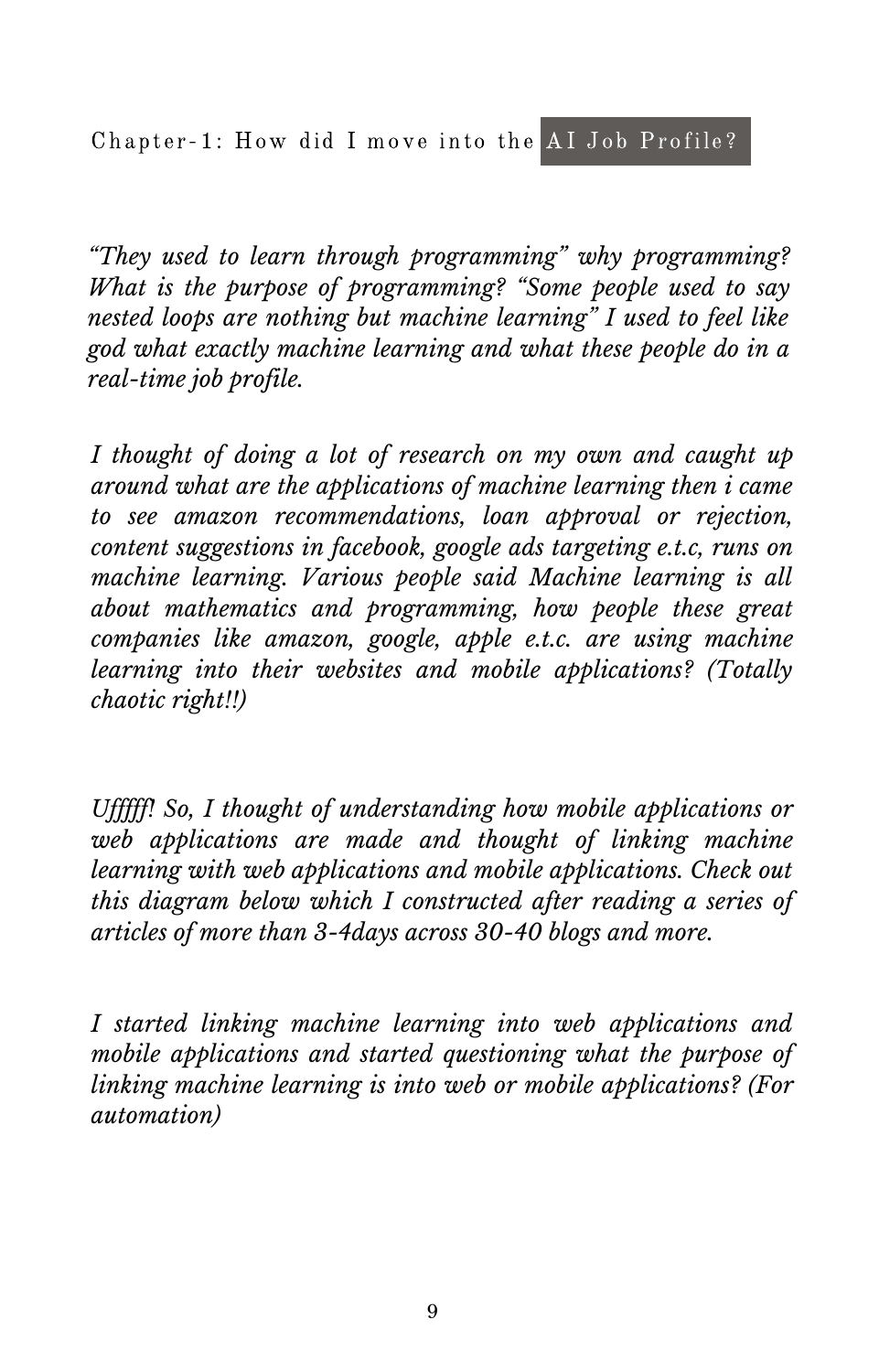## Chapter-1: How did I move into the AI Job Profile?

*“They used to learn through programming” why programming? What is the purpose of programming? “Some people used to say nested loops are nothing but machine learning” I used to feel like god what exactly machine learning and what these people do in a real-time job profile.*

*I thought of doing a lot of research on my own and caught up around what are the applications of machine learning then i came to see amazon recommendations, loan approval or rejection, content suggestions in facebook, google ads targeting e.t.c, runs on machine learning. Various people said Machine learning is all about mathematics and programming, how people these great companies like amazon, google, apple e.t.c. are using machine learning into their websites and mobile applications? (Totally chaotic right!!)*

*Ufffff! So, I thought of understanding how mobile applications or web applications are made and thought of linking machine learning with web applications and mobile applications. Check out this diagram below which I constructed after reading a series of articles of more than 3-4days across 30-40 blogs and more.*

*I started linking machine learning into web applications and mobile applications and started questioning what the purpose of linking machine learning is into web or mobile applications? (For automation)*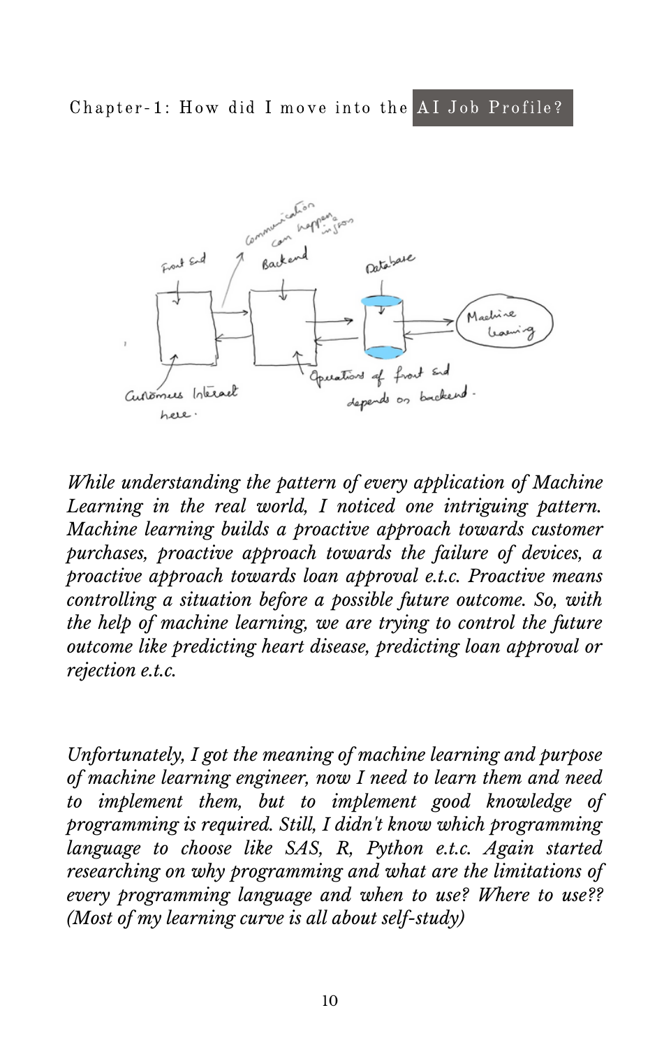Chapter-1: How did I move into the AI Job Profile?

*While understanding the pattern of every application of Machine Learning in the real world, I noticed one intriguing pattern. Machine learning builds a proactive approach towards customer purchases, proactive approach towards the failure of devices, a proactive approach towards loan approval e.t.c. Proactive means controlling a situation before a possible future outcome. So, with the help of machine learning, we are trying to control the future outcome like predicting heart disease, predicting loan approval or rejection e.t.c.*

*Unfortunately, I got the meaning of machine learning and purpose of machine learning engineer, now I need to learn them and need to implement them, but to implement good knowledge of programming is required. Still, I didn't know which programming language to choose like SAS, R, Python e.t.c. Again started researching on why programming and what are the limitations of every programming language and when to use? Where to use?? (Most of my learning curve is all about self-study)*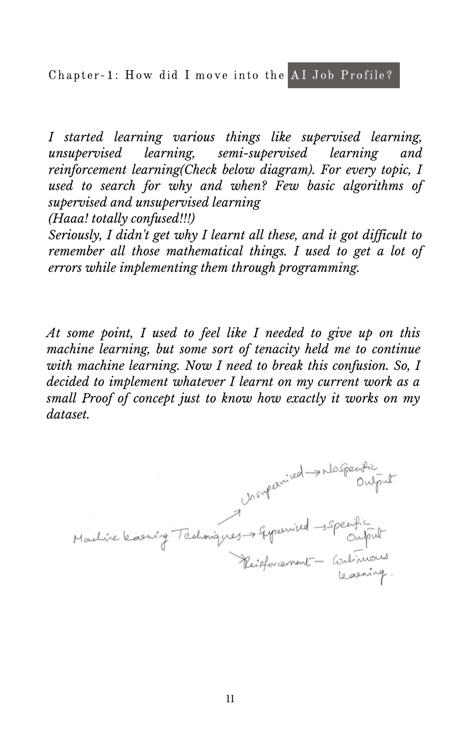## Chapter-1: How did I move into the AI Job Profile?

*I started learning various things like supervised learning, unsupervised learning, semi-supervised learning and reinforcement learning(Check below diagram). For every topic, I used to search for why and when? Few basic algorithms of supervised and unsupervised learning*
*(Haaa! totally confused!!!)*
*Seriously, I didn't get why I learnt all these, and it got difficult to remember all those mathematical things. I used to get a lot of errors while implementing them through programming.*

*At some point, I used to feel like I needed to give up on this machine learning, but some sort of tenacity held me to continue with machine learning. Now I need to break this confusion. So, I decided to implement whatever I learnt on my current work as a small Proof of concept just to know how exactly it works on my dataset.*

Machine Learning Techniques →
- Unsupervised → No Specific Output
- Supervised → Specific Output
- Reinforcement – Continuous learning.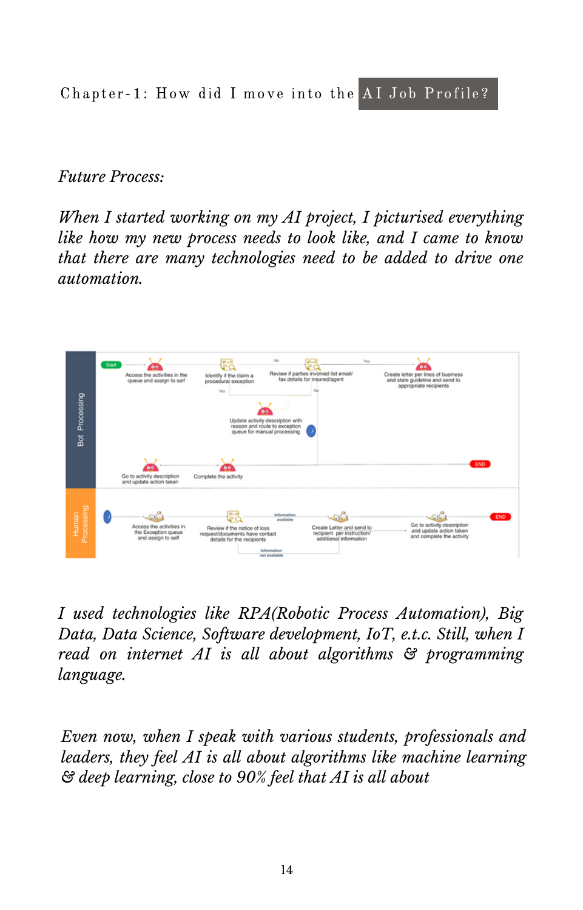*Future Process:*

*When I started working on my AI project, I picturised everything like how my new process needs to look like, and I came to know that there are many technologies need to be added to drive one automation.*

*I used technologies like RPA(Robotic Process Automation), Big Data, Data Science, Software development, IoT, e.t.c. Still, when I read on internet AI is all about algorithms & programming language.*

*Even now, when I speak with various students, professionals and leaders, they feel AI is all about algorithms like machine learning & deep learning, close to 90% feel that AI is all about*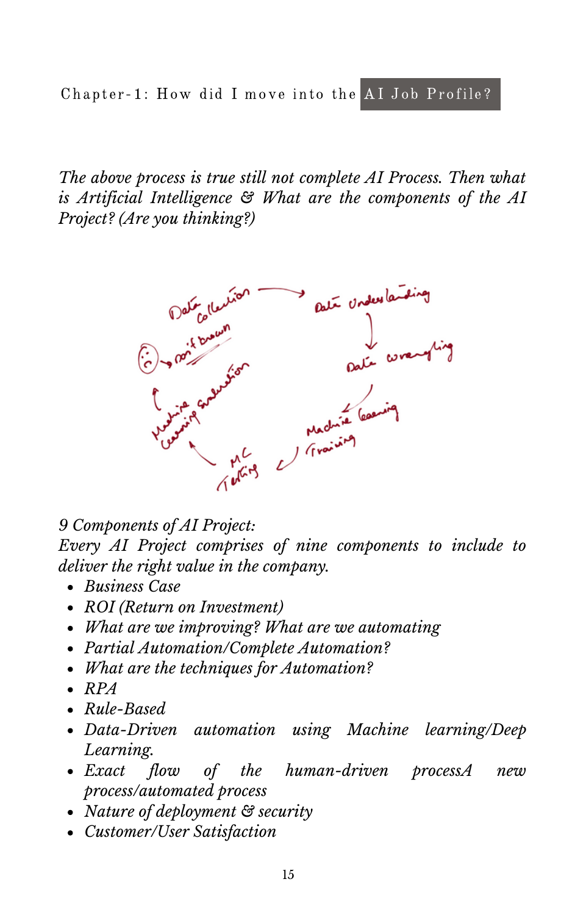*The above process is true still not complete AI Process. Then what is Artificial Intelligence & What are the components of the AI Project? (Are you thinking?)*

Data Collection

Data Understanding

Data wrangling

Machine Learning Training

ML Testing

Machine Learning Evaluation

Don't know

*9 Components of AI Project:*
*Every AI Project comprises of nine components to include to deliver the right value in the company.*

- *Business Case*
- *ROI (Return on Investment)*
- *What are we improving? What are we automating*
- *Partial Automation/Complete Automation?*
- *What are the techniques for Automation?*
- *RPA*
- *Rule-Based*
- *Data-Driven automation using Machine learning/Deep Learning.*
- *Exact flow of the human-driven processA new process/automated process*
- *Nature of deployment & security*
- *Customer/User Satisfaction*